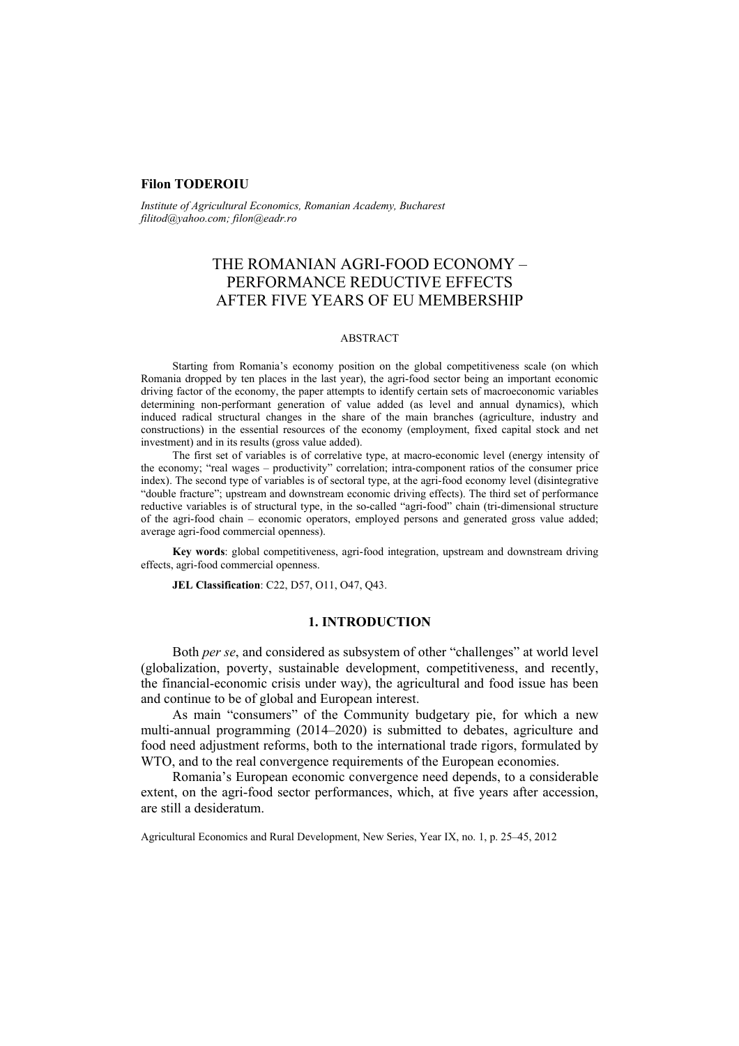**Filon TODEROIU**

*Institute of Agricultural Economics, Romanian Academy, Bucharest*
*filitod@yahoo.com; filon@eadr.ro*

# THE ROMANIAN AGRI-FOOD ECONOMY – PERFORMANCE REDUCTIVE EFFECTS AFTER FIVE YEARS OF EU MEMBERSHIP

## ABSTRACT

Starting from Romania's economy position on the global competitiveness scale (on which Romania dropped by ten places in the last year), the agri-food sector being an important economic driving factor of the economy, the paper attempts to identify certain sets of macroeconomic variables determining non-performant generation of value added (as level and annual dynamics), which induced radical structural changes in the share of the main branches (agriculture, industry and constructions) in the essential resources of the economy (employment, fixed capital stock and net investment) and in its results (gross value added).

The first set of variables is of correlative type, at macro-economic level (energy intensity of the economy; "real wages – productivity" correlation; intra-component ratios of the consumer price index). The second type of variables is of sectoral type, at the agri-food economy level (disintegrative "double fracture"; upstream and downstream economic driving effects). The third set of performance reductive variables is of structural type, in the so-called "agri-food" chain (tri-dimensional structure of the agri-food chain – economic operators, employed persons and generated gross value added; average agri-food commercial openness).

**Key words**: global competitiveness, agri-food integration, upstream and downstream driving effects, agri-food commercial openness.

**JEL Classification**: C22, D57, O11, O47, Q43.

## 1. INTRODUCTION

Both *per se*, and considered as subsystem of other "challenges" at world level (globalization, poverty, sustainable development, competitiveness, and recently, the financial-economic crisis under way), the agricultural and food issue has been and continue to be of global and European interest.

As main "consumers" of the Community budgetary pie, for which a new multi-annual programming (2014–2020) is submitted to debates, agriculture and food need adjustment reforms, both to the international trade rigors, formulated by WTO, and to the real convergence requirements of the European economies.

Romania's European economic convergence need depends, to a considerable extent, on the agri-food sector performances, which, at five years after accession, are still a desideratum.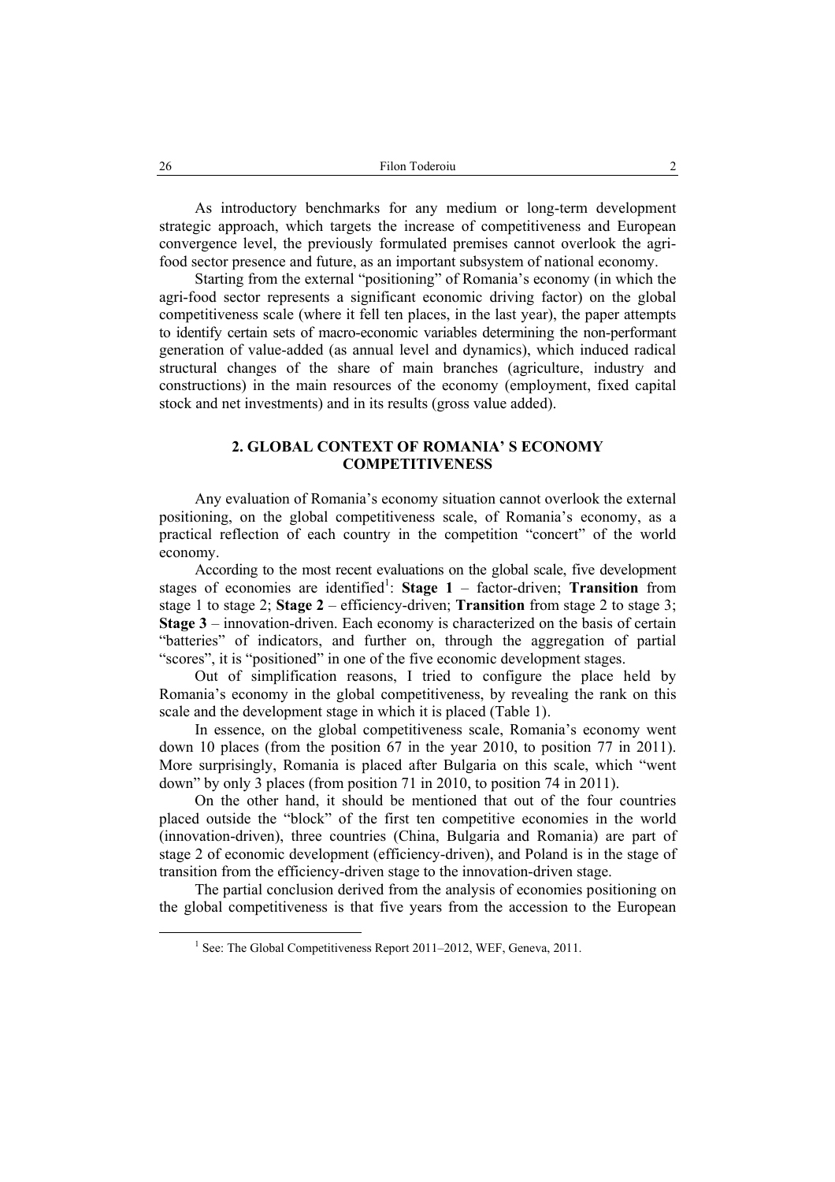As introductory benchmarks for any medium or long-term development strategic approach, which targets the increase of competitiveness and European convergence level, the previously formulated premises cannot overlook the agri-food sector presence and future, as an important subsystem of national economy.

Starting from the external "positioning" of Romania's economy (in which the agri-food sector represents a significant economic driving factor) on the global competitiveness scale (where it fell ten places, in the last year), the paper attempts to identify certain sets of macro-economic variables determining the non-performant generation of value-added (as annual level and dynamics), which induced radical structural changes of the share of main branches (agriculture, industry and constructions) in the main resources of the economy (employment, fixed capital stock and net investments) and in its results (gross value added).

## 2. GLOBAL CONTEXT OF ROMANIA' S ECONOMY COMPETITIVENESS

Any evaluation of Romania's economy situation cannot overlook the external positioning, on the global competitiveness scale, of Romania's economy, as a practical reflection of each country in the competition "concert" of the world economy.

According to the most recent evaluations on the global scale, five development stages of economies are identified[1]: **Stage 1** – factor-driven; **Transition** from stage 1 to stage 2; **Stage 2** – efficiency-driven; **Transition** from stage 2 to stage 3; **Stage 3** – innovation-driven. Each economy is characterized on the basis of certain "batteries" of indicators, and further on, through the aggregation of partial "scores", it is "positioned" in one of the five economic development stages.

Out of simplification reasons, I tried to configure the place held by Romania's economy in the global competitiveness, by revealing the rank on this scale and the development stage in which it is placed (Table 1).

In essence, on the global competitiveness scale, Romania's economy went down 10 places (from the position 67 in the year 2010, to position 77 in 2011). More surprisingly, Romania is placed after Bulgaria on this scale, which "went down" by only 3 places (from position 71 in 2010, to position 74 in 2011).

On the other hand, it should be mentioned that out of the four countries placed outside the "block" of the first ten competitive economies in the world (innovation-driven), three countries (China, Bulgaria and Romania) are part of stage 2 of economic development (efficiency-driven), and Poland is in the stage of transition from the efficiency-driven stage to the innovation-driven stage.

The partial conclusion derived from the analysis of economies positioning on the global competitiveness is that five years from the accession to the European

[1] See: The Global Competitiveness Report 2011–2012, WEF, Geneva, 2011.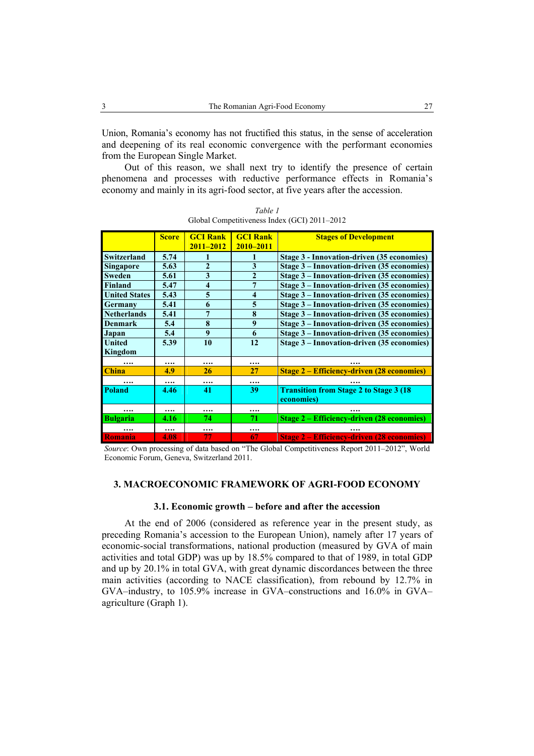Union, Romania's economy has not fructified this status, in the sense of acceleration and deepening of its real economic convergence with the performant economies from the European Single Market.

Out of this reason, we shall next try to identify the presence of certain phenomena and processes with reductive performance effects in Romania's economy and mainly in its agri-food sector, at five years after the accession.

*Table 1*

Global Competitiveness Index (GCI) 2011–2012

| | Score | GCI Rank 2011–2012 | GCI Rank 2010–2011 | Stages of Development |
|---|---|---|---|---|
| **Switzerland** | **5.74** | **1** | **1** | **Stage 3 - Innovation-driven (35 economies)** |
| **Singapore** | **5.63** | **2** | **3** | **Stage 3 – Innovation-driven (35 economies)** |
| **Sweden** | **5.61** | **3** | **2** | **Stage 3 – Innovation-driven (35 economies)** |
| **Finland** | **5.47** | **4** | **7** | **Stage 3 – Innovation-driven (35 economies)** |
| **United States** | **5.43** | **5** | **4** | **Stage 3 – Innovation-driven (35 economies)** |
| **Germany** | **5.41** | **6** | **5** | **Stage 3 – Innovation-driven (35 economies)** |
| **Netherlands** | **5.41** | **7** | **8** | **Stage 3 – Innovation-driven (35 economies)** |
| **Denmark** | **5.4** | **8** | **9** | **Stage 3 – Innovation-driven (35 economies)** |
| **Japan** | **5.4** | **9** | **6** | **Stage 3 – Innovation-driven (35 economies)** |
| **United Kingdom** | **5.39** | **10** | **12** | **Stage 3 – Innovation-driven (35 economies)** |
| …. | …. | …. | …. | …. |
| **China** | **4.9** | **26** | **27** | **Stage 2 – Efficiency-driven (28 economies)** |
| …. | …. | …. | …. | …. |
| **Poland** | **4.46** | **41** | **39** | **Transition from Stage 2 to Stage 3 (18 economies)** |
| …. | …. | …. | …. | …. |
| **Bulgaria** | **4.16** | **74** | **71** | **Stage 2 – Efficiency-driven (28 economies)** |
| …. | …. | …. | …. | …. |
| **Romania** | **4.08** | **77** | **67** | **Stage 2 – Efficiency-driven (28 economies)** |

*Source*: Own processing of data based on "The Global Competitiveness Report 2011–2012", World Economic Forum, Geneva, Switzerland 2011.

## 3. MACROECONOMIC FRAMEWORK OF AGRI-FOOD ECONOMY

### 3.1. Economic growth – before and after the accession

At the end of 2006 (considered as reference year in the present study, as preceding Romania's accession to the European Union), namely after 17 years of economic-social transformations, national production (measured by GVA of main activities and total GDP) was up by 18.5% compared to that of 1989, in total GDP and up by 20.1% in total GVA, with great dynamic discordances between the three main activities (according to NACE classification), from rebound by 12.7% in GVA–industry, to 105.9% increase in GVA–constructions and 16.0% in GVA–agriculture (Graph 1).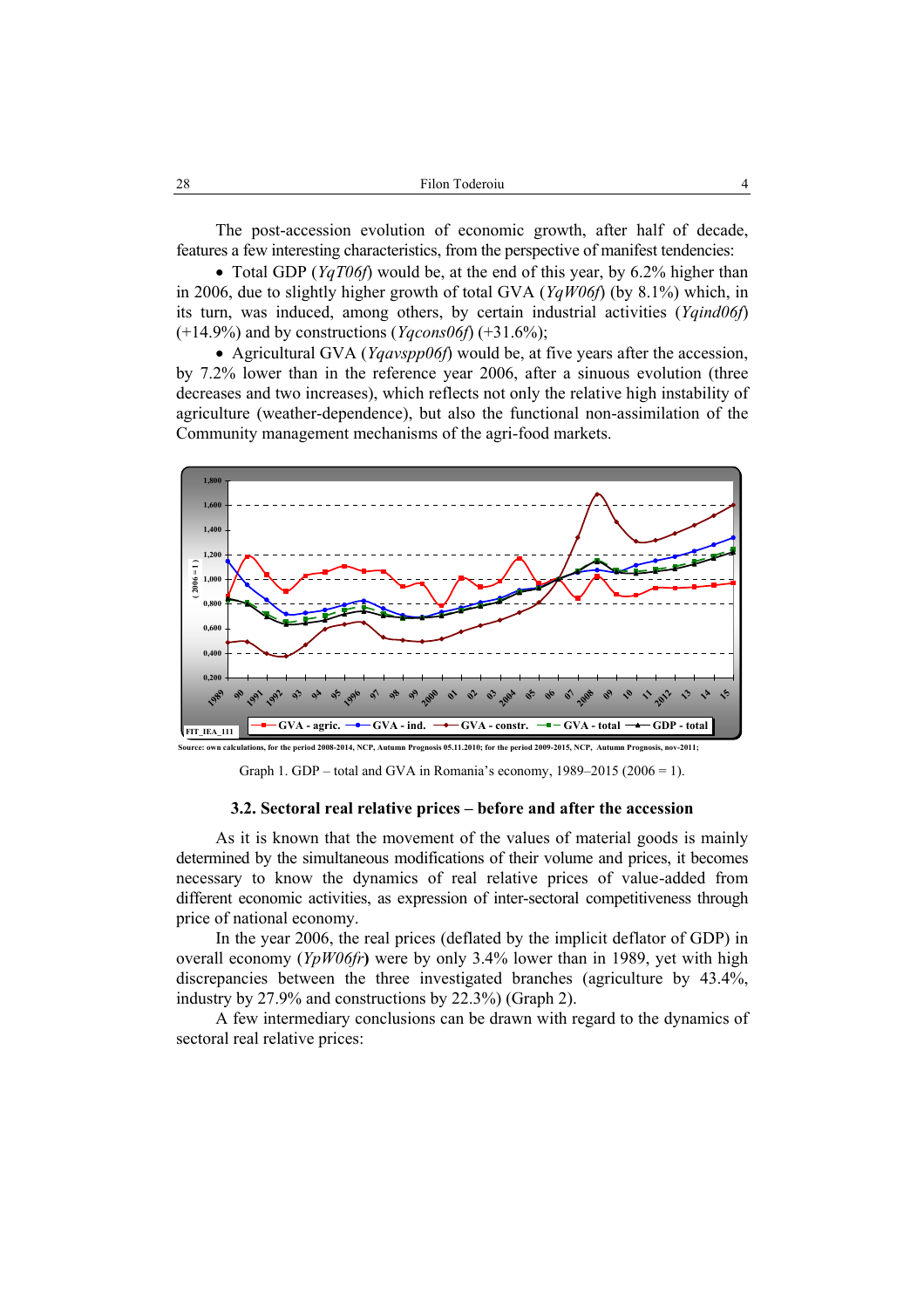The post-accession evolution of economic growth, after half of decade, features a few interesting characteristics, from the perspective of manifest tendencies:

- Total GDP (*YqT06f*) would be, at the end of this year, by 6.2% higher than in 2006, due to slightly higher growth of total GVA (*YqW06f*) (by 8.1%) which, in its turn, was induced, among others, by certain industrial activities (*Yqind06f*) (+14.9%) and by constructions (*Yqcons06f*) (+31.6%);
- Agricultural GVA (*Yqavspp06f*) would be, at five years after the accession, by 7.2% lower than in the reference year 2006, after a sinuous evolution (three decreases and two increases), which reflects not only the relative high instability of agriculture (weather-dependence), but also the functional non-assimilation of the Community management mechanisms of the agri-food markets.

Source: own calculations, for the period 2008-2014, NCP, Autumn Prognosis 05.11.2010; for the period 2009-2015, NCP, Autumn Prognosis, nov-2011;

Graph 1. GDP – total and GVA in Romania's economy, 1989–2015 (2006 = 1).

### 3.2. Sectoral real relative prices – before and after the accession

As it is known that the movement of the values of material goods is mainly determined by the simultaneous modifications of their volume and prices, it becomes necessary to know the dynamics of real relative prices of value-added from different economic activities, as expression of inter-sectoral competitiveness through price of national economy.

In the year 2006, the real prices (deflated by the implicit deflator of GDP) in overall economy (*YpW06fr*) were by only 3.4% lower than in 1989, yet with high discrepancies between the three investigated branches (agriculture by 43.4%, industry by 27.9% and constructions by 22.3%) (Graph 2).

A few intermediary conclusions can be drawn with regard to the dynamics of sectoral real relative prices: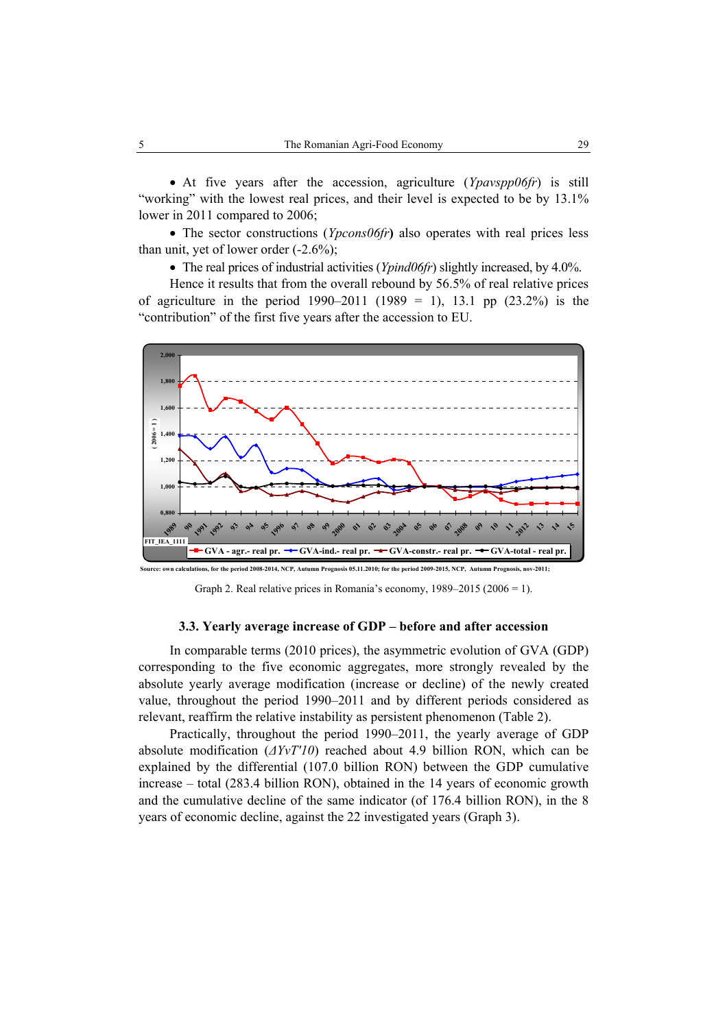- At five years after the accession, agriculture (*Ypavspp06fr*) is still "working" with the lowest real prices, and their level is expected to be by 13.1% lower in 2011 compared to 2006;
- The sector constructions (*Ypcons06fr*) also operates with real prices less than unit, yet of lower order (-2.6%);
- The real prices of industrial activities (*Ypind06fr*) slightly increased, by 4.0%.

Hence it results that from the overall rebound by 56.5% of real relative prices of agriculture in the period 1990–2011 (1989 = 1), 13.1 pp (23.2%) is the "contribution" of the first five years after the accession to EU.

Source: own calculations, for the period 2008-2014, NCP, Autumn Prognosis 05.11.2010; for the period 2009-2015, NCP, Autumn Prognosis, nov-2011;

Graph 2. Real relative prices in Romania's economy, 1989–2015 (2006 = 1).

### 3.3. Yearly average increase of GDP – before and after accession

In comparable terms (2010 prices), the asymmetric evolution of GVA (GDP) corresponding to the five economic aggregates, more strongly revealed by the absolute yearly average modification (increase or decline) of the newly created value, throughout the period 1990–2011 and by different periods considered as relevant, reaffirm the relative instability as persistent phenomenon (Table 2).

Practically, throughout the period 1990–2011, the yearly average of GDP absolute modification (*ΔYvT'10*) reached about 4.9 billion RON, which can be explained by the differential (107.0 billion RON) between the GDP cumulative increase – total (283.4 billion RON), obtained in the 14 years of economic growth and the cumulative decline of the same indicator (of 176.4 billion RON), in the 8 years of economic decline, against the 22 investigated years (Graph 3).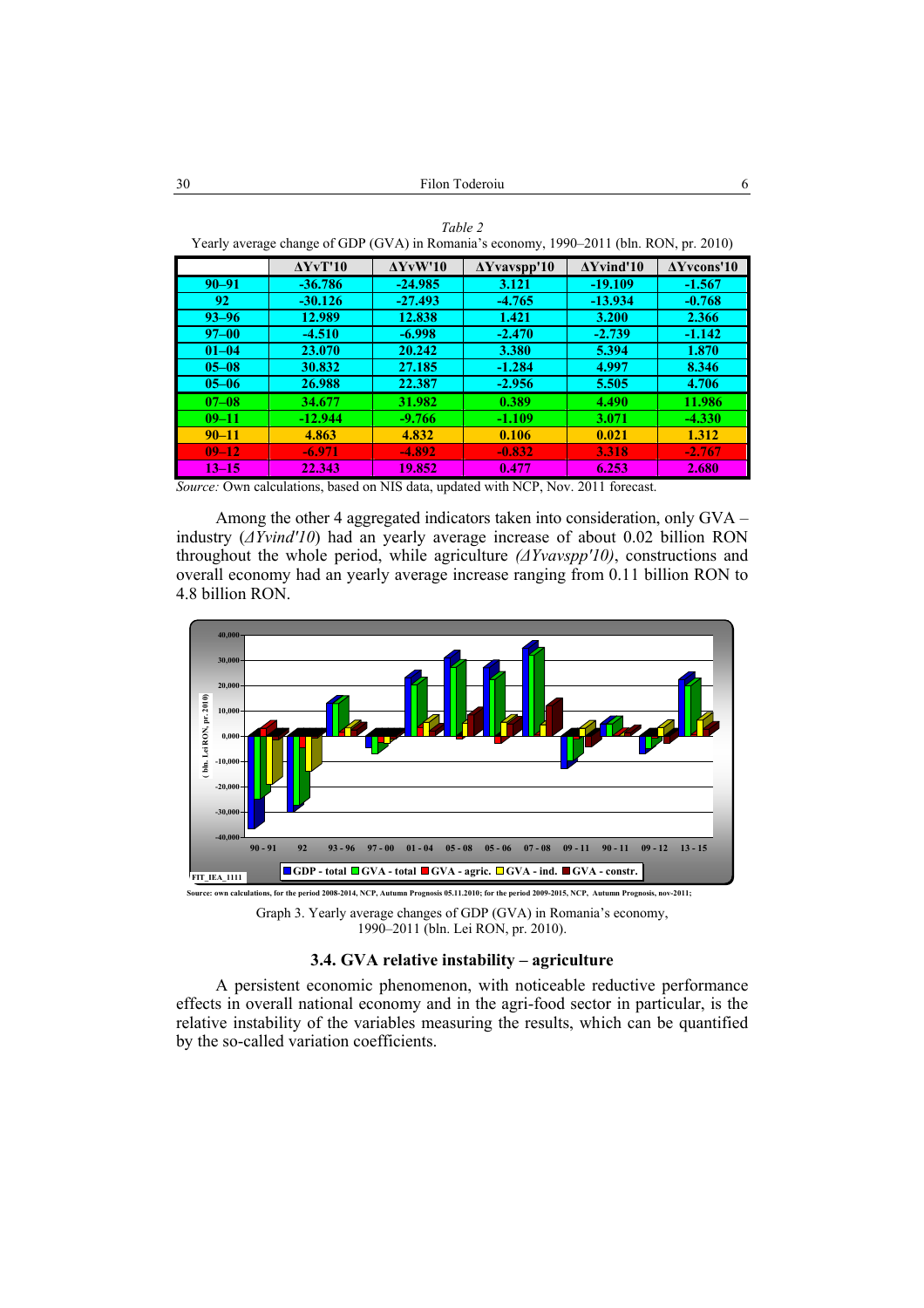*Table 2*

Yearly average change of GDP (GVA) in Romania's economy, 1990–2011 (bln. RON, pr. 2010)

| | ΔYvT'10 | ΔYvW'10 | ΔYvavspp'10 | ΔYvind'10 | ΔYvcons'10 |
|---|---|---|---|---|---|
| **90–91** | **-36.786** | **-24.985** | **3.121** | **-19.109** | **-1.567** |
| **92** | **-30.126** | **-27.493** | **-4.765** | **-13.934** | **-0.768** |
| **93–96** | **12.989** | **12.838** | **1.421** | **3.200** | **2.366** |
| **97–00** | **-4.510** | **-6.998** | **-2.470** | **-2.739** | **-1.142** |
| **01–04** | **23.070** | **20.242** | **3.380** | **5.394** | **1.870** |
| **05–08** | **30.832** | **27.185** | **-1.284** | **4.997** | **8.346** |
| **05–06** | **26.988** | **22.387** | **-2.956** | **5.505** | **4.706** |
| **07–08** | **34.677** | **31.982** | **0.389** | **4.490** | **11.986** |
| **09–11** | **-12.944** | **-9.766** | **-1.109** | **3.071** | **-4.330** |
| **90–11** | **4.863** | **4.832** | **0.106** | **0.021** | **1.312** |
| **09–12** | **-6.971** | **-4.892** | **-0.832** | **3.318** | **-2.767** |
| **13–15** | **22.343** | **19.852** | **0.477** | **6.253** | **2.680** |

*Source:* Own calculations, based on NIS data, updated with NCP, Nov. 2011 forecast.

Among the other 4 aggregated indicators taken into consideration, only GVA – industry (*ΔYvind'10*) had an yearly average increase of about 0.02 billion RON throughout the whole period, while agriculture *(ΔYvavspp'10)*, constructions and overall economy had an yearly average increase ranging from 0.11 billion RON to 4.8 billion RON.

Source: own calculations, for the period 2008-2014, NCP, Autumn Prognosis 05.11.2010; for the period 2009-2015, NCP, Autumn Prognosis, nov-2011;

Graph 3. Yearly average changes of GDP (GVA) in Romania's economy, 1990–2011 (bln. Lei RON, pr. 2010).

### 3.4. GVA relative instability – agriculture

A persistent economic phenomenon, with noticeable reductive performance effects in overall national economy and in the agri-food sector in particular, is the relative instability of the variables measuring the results, which can be quantified by the so-called variation coefficients.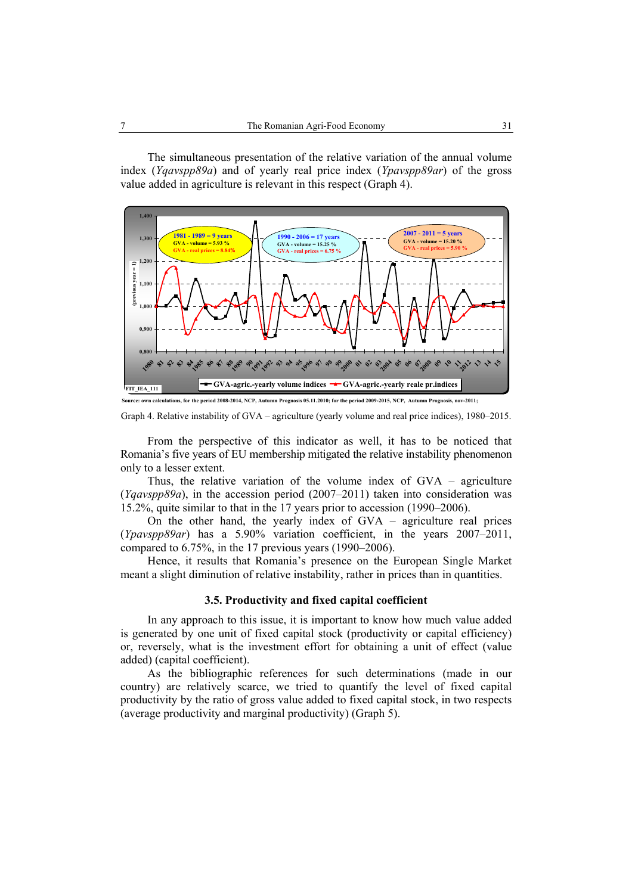The simultaneous presentation of the relative variation of the annual volume index (*Yqavspp89a*) and of yearly real price index (*Ypavspp89ar*) of the gross value added in agriculture is relevant in this respect (Graph 4).

Source: own calculations, for the period 2008-2014, NCP, Autumn Prognosis 05.11.2010; for the period 2009-2015, NCP, Autumn Prognosis, nov-2011;

Graph 4. Relative instability of GVA – agriculture (yearly volume and real price indices), 1980–2015.

From the perspective of this indicator as well, it has to be noticed that Romania's five years of EU membership mitigated the relative instability phenomenon only to a lesser extent.

Thus, the relative variation of the volume index of GVA – agriculture (*Yqavspp89a*), in the accession period (2007–2011) taken into consideration was 15.2%, quite similar to that in the 17 years prior to accession (1990–2006).

On the other hand, the yearly index of GVA – agriculture real prices (*Ypavspp89ar*) has a 5.90% variation coefficient, in the years 2007–2011, compared to 6.75%, in the 17 previous years (1990–2006).

Hence, it results that Romania's presence on the European Single Market meant a slight diminution of relative instability, rather in prices than in quantities.

### 3.5. Productivity and fixed capital coefficient

In any approach to this issue, it is important to know how much value added is generated by one unit of fixed capital stock (productivity or capital efficiency) or, reversely, what is the investment effort for obtaining a unit of effect (value added) (capital coefficient).

As the bibliographic references for such determinations (made in our country) are relatively scarce, we tried to quantify the level of fixed capital productivity by the ratio of gross value added to fixed capital stock, in two respects (average productivity and marginal productivity) (Graph 5).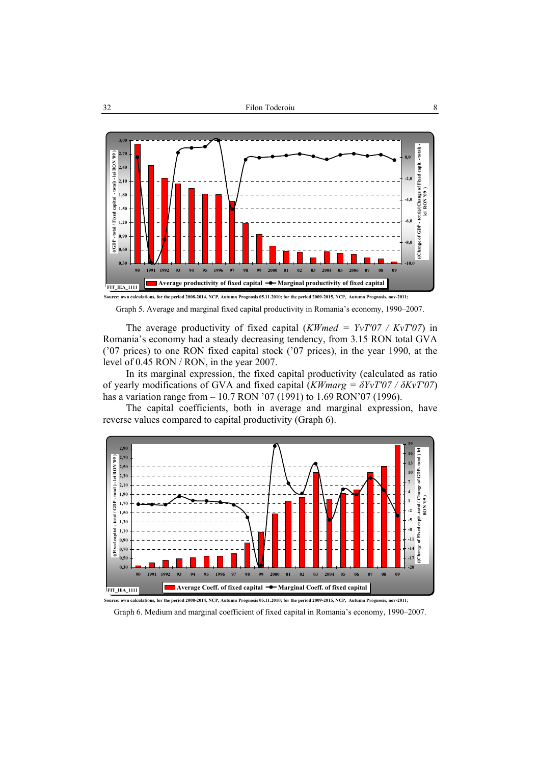Source: own calculations, for the period 2008-2014, NCP, Autumn Prognosis 05.11.2010; for the period 2009-2015, NCP, Autumn Prognosis, nov-2011;

Graph 5. Average and marginal fixed capital productivity in Romania's economy, 1990–2007.

The average productivity of fixed capital ($KWmed = YvT'07 / KvT'07$) in Romania's economy had a steady decreasing tendency, from 3.15 RON total GVA ('07 prices) to one RON fixed capital stock ('07 prices), in the year 1990, at the level of 0.45 RON / RON, in the year 2007.

In its marginal expression, the fixed capital productivity (calculated as ratio of yearly modifications of GVA and fixed capital ($KWmarg = \delta YvT'07 / \delta KvT'07$) has a variation range from – 10.7 RON '07 (1991) to 1.69 RON'07 (1996).

The capital coefficients, both in average and marginal expression, have reverse values compared to capital productivity (Graph 6).

Source: own calculations, for the period 2008-2014, NCP, Autumn Prognosis 05.11.2010; for the period 2009-2015, NCP, Autumn Prognosis, nov-2011;

Graph 6. Medium and marginal coefficient of fixed capital in Romania's economy, 1990–2007.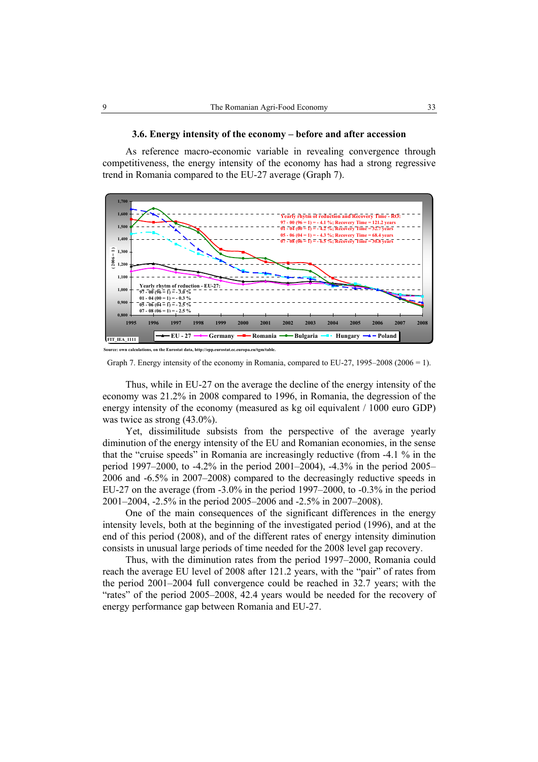### 3.6. Energy intensity of the economy – before and after accession

As reference macro-economic variable in revealing convergence through competitiveness, the energy intensity of the economy has had a strong regressive trend in Romania compared to the EU-27 average (Graph 7).

Source: own calculations, on the Eurostat data, http://epp.eurostat.ec.europa.eu/tgm/table.

Graph 7. Energy intensity of the economy in Romania, compared to EU-27, 1995–2008 (2006 = 1).

Thus, while in EU-27 on the average the decline of the energy intensity of the economy was 21.2% in 2008 compared to 1996, in Romania, the degression of the energy intensity of the economy (measured as kg oil equivalent / 1000 euro GDP) was twice as strong (43.0%).

Yet, dissimilitude subsists from the perspective of the average yearly diminution of the energy intensity of the EU and Romanian economies, in the sense that the "cruise speeds" in Romania are increasingly reductive (from -4.1 % in the period 1997–2000, to -4.2% in the period 2001–2004), -4.3% in the period 2005–2006 and -6.5% in 2007–2008) compared to the decreasingly reductive speeds in EU-27 on the average (from -3.0% in the period 1997–2000, to -0.3% in the period 2001–2004, -2.5% in the period 2005–2006 and -2.5% in 2007–2008).

One of the main consequences of the significant differences in the energy intensity levels, both at the beginning of the investigated period (1996), and at the end of this period (2008), and of the different rates of energy intensity diminution consists in unusual large periods of time needed for the 2008 level gap recovery.

Thus, with the diminution rates from the period 1997–2000, Romania could reach the average EU level of 2008 after 121.2 years, with the "pair" of rates from the period 2001–2004 full convergence could be reached in 32.7 years; with the "rates" of the period 2005–2008, 42.4 years would be needed for the recovery of energy performance gap between Romania and EU-27.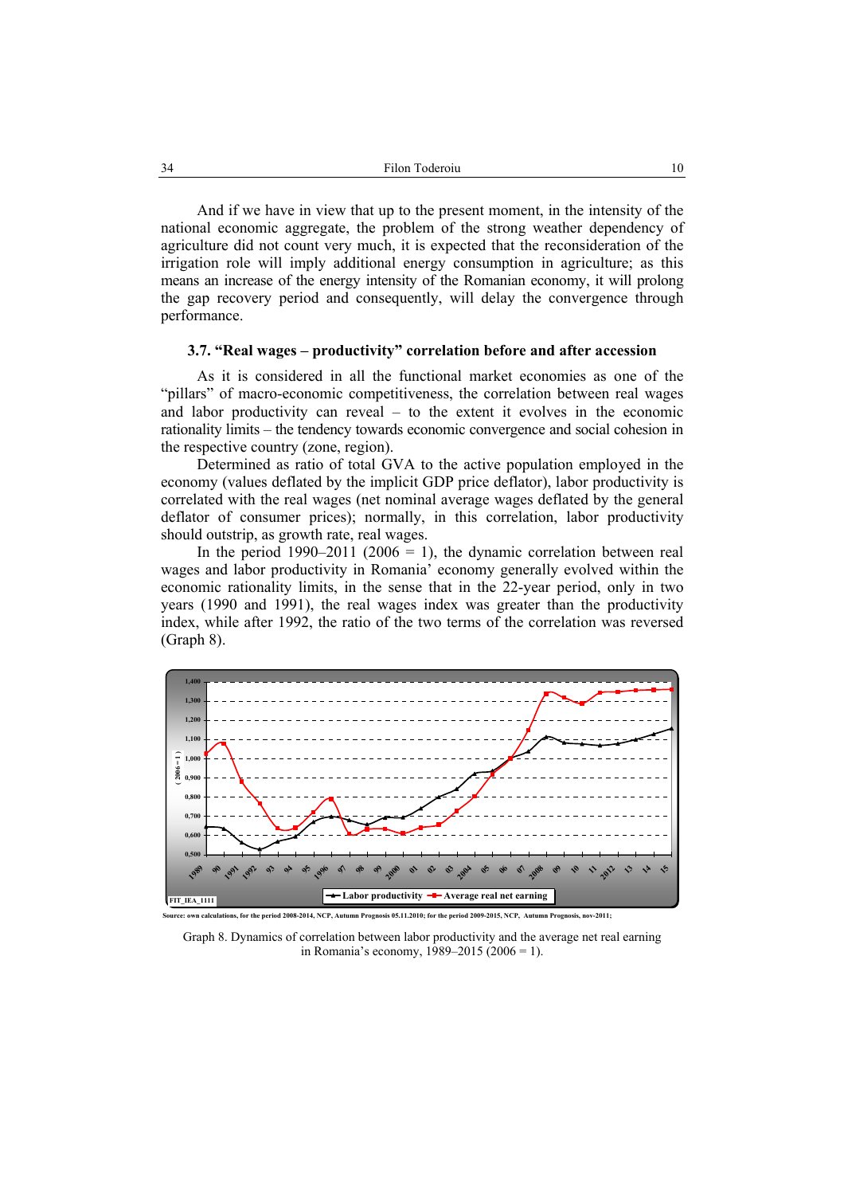And if we have in view that up to the present moment, in the intensity of the national economic aggregate, the problem of the strong weather dependency of agriculture did not count very much, it is expected that the reconsideration of the irrigation role will imply additional energy consumption in agriculture; as this means an increase of the energy intensity of the Romanian economy, it will prolong the gap recovery period and consequently, will delay the convergence through performance.

### 3.7. "Real wages – productivity" correlation before and after accession

As it is considered in all the functional market economies as one of the "pillars" of macro-economic competitiveness, the correlation between real wages and labor productivity can reveal – to the extent it evolves in the economic rationality limits – the tendency towards economic convergence and social cohesion in the respective country (zone, region).

Determined as ratio of total GVA to the active population employed in the economy (values deflated by the implicit GDP price deflator), labor productivity is correlated with the real wages (net nominal average wages deflated by the general deflator of consumer prices); normally, in this correlation, labor productivity should outstrip, as growth rate, real wages.

In the period 1990–2011 (2006 = 1), the dynamic correlation between real wages and labor productivity in Romania' economy generally evolved within the economic rationality limits, in the sense that in the 22-year period, only in two years (1990 and 1991), the real wages index was greater than the productivity index, while after 1992, the ratio of the two terms of the correlation was reversed (Graph 8).

Source: own calculations, for the period 2008-2014, NCP, Autumn Prognosis 05.11.2010; for the period 2009-2015, NCP, Autumn Prognosis, nov-2011;

Graph 8. Dynamics of correlation between labor productivity and the average net real earning in Romania's economy, 1989–2015 (2006 = 1).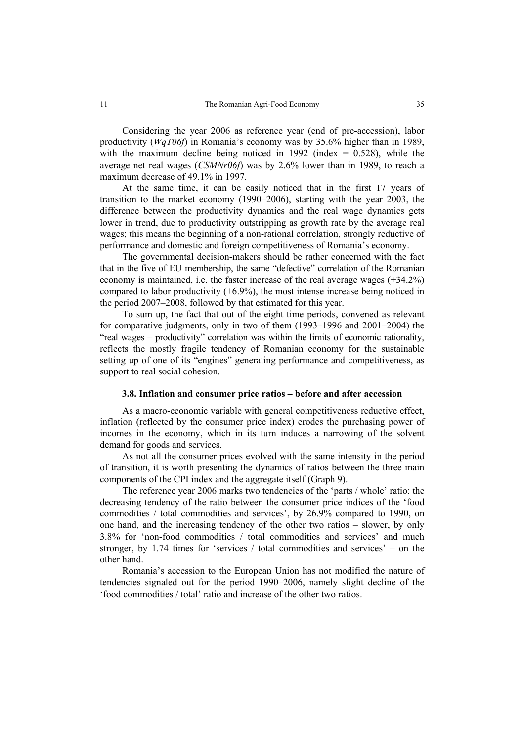Considering the year 2006 as reference year (end of pre-accession), labor productivity (*WqT06f*) in Romania's economy was by 35.6% higher than in 1989, with the maximum decline being noticed in 1992 (index = 0.528), while the average net real wages (*CSMNr06f*) was by 2.6% lower than in 1989, to reach a maximum decrease of 49.1% in 1997.

At the same time, it can be easily noticed that in the first 17 years of transition to the market economy (1990–2006), starting with the year 2003, the difference between the productivity dynamics and the real wage dynamics gets lower in trend, due to productivity outstripping as growth rate by the average real wages; this means the beginning of a non-rational correlation, strongly reductive of performance and domestic and foreign competitiveness of Romania's economy.

The governmental decision-makers should be rather concerned with the fact that in the five of EU membership, the same "defective" correlation of the Romanian economy is maintained, i.e. the faster increase of the real average wages (+34.2%) compared to labor productivity (+6.9%), the most intense increase being noticed in the period 2007–2008, followed by that estimated for this year.

To sum up, the fact that out of the eight time periods, convened as relevant for comparative judgments, only in two of them (1993–1996 and 2001–2004) the "real wages – productivity" correlation was within the limits of economic rationality, reflects the mostly fragile tendency of Romanian economy for the sustainable setting up of one of its "engines" generating performance and competitiveness, as support to real social cohesion.

### 3.8. Inflation and consumer price ratios – before and after accession

As a macro-economic variable with general competitiveness reductive effect, inflation (reflected by the consumer price index) erodes the purchasing power of incomes in the economy, which in its turn induces a narrowing of the solvent demand for goods and services.

As not all the consumer prices evolved with the same intensity in the period of transition, it is worth presenting the dynamics of ratios between the three main components of the CPI index and the aggregate itself (Graph 9).

The reference year 2006 marks two tendencies of the 'parts / whole' ratio: the decreasing tendency of the ratio between the consumer price indices of the 'food commodities / total commodities and services', by 26.9% compared to 1990, on one hand, and the increasing tendency of the other two ratios – slower, by only 3.8% for 'non-food commodities / total commodities and services' and much stronger, by 1.74 times for 'services / total commodities and services' – on the other hand.

Romania's accession to the European Union has not modified the nature of tendencies signaled out for the period 1990–2006, namely slight decline of the 'food commodities / total' ratio and increase of the other two ratios.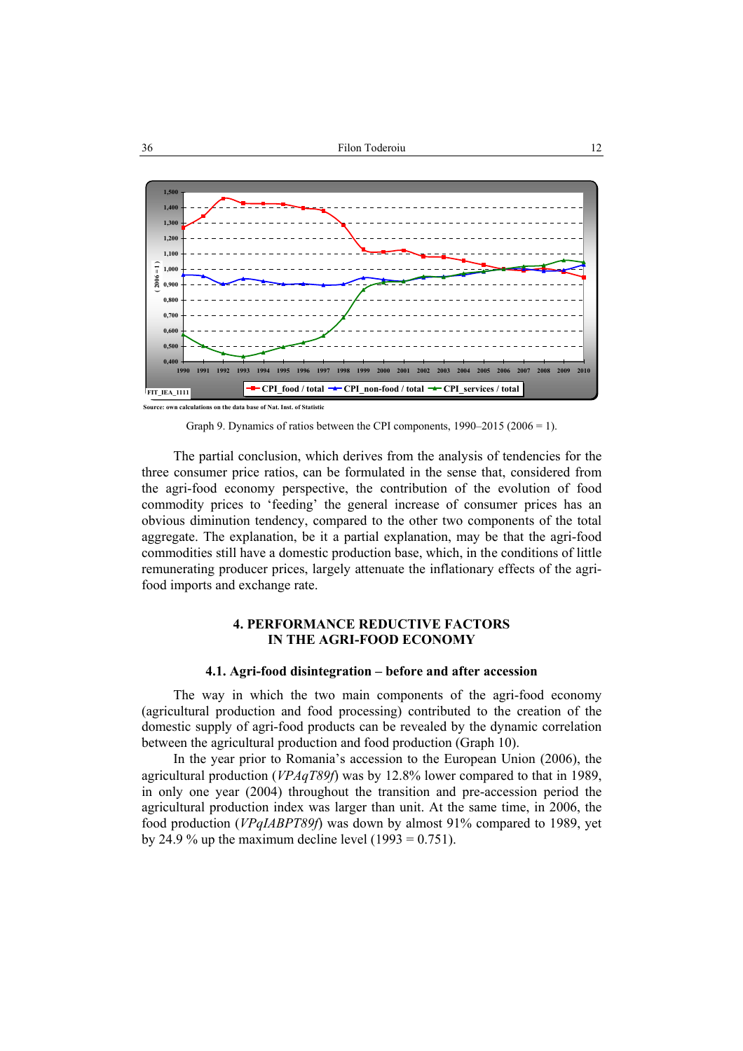Source: own calculations on the data base of Nat. Inst. of Statistic

Graph 9. Dynamics of ratios between the CPI components, 1990–2015 (2006 = 1).

The partial conclusion, which derives from the analysis of tendencies for the three consumer price ratios, can be formulated in the sense that, considered from the agri-food economy perspective, the contribution of the evolution of food commodity prices to 'feeding' the general increase of consumer prices has an obvious diminution tendency, compared to the other two components of the total aggregate. The explanation, be it a partial explanation, may be that the agri-food commodities still have a domestic production base, which, in the conditions of little remunerating producer prices, largely attenuate the inflationary effects of the agri-food imports and exchange rate.

## 4. PERFORMANCE REDUCTIVE FACTORS IN THE AGRI-FOOD ECONOMY

### 4.1. Agri-food disintegration – before and after accession

The way in which the two main components of the agri-food economy (agricultural production and food processing) contributed to the creation of the domestic supply of agri-food products can be revealed by the dynamic correlation between the agricultural production and food production (Graph 10).

In the year prior to Romania's accession to the European Union (2006), the agricultural production (*VPAqT89f*) was by 12.8% lower compared to that in 1989, in only one year (2004) throughout the transition and pre-accession period the agricultural production index was larger than unit. At the same time, in 2006, the food production (*VPqIABPT89f*) was down by almost 91% compared to 1989, yet by 24.9 % up the maximum decline level (1993 = 0.751).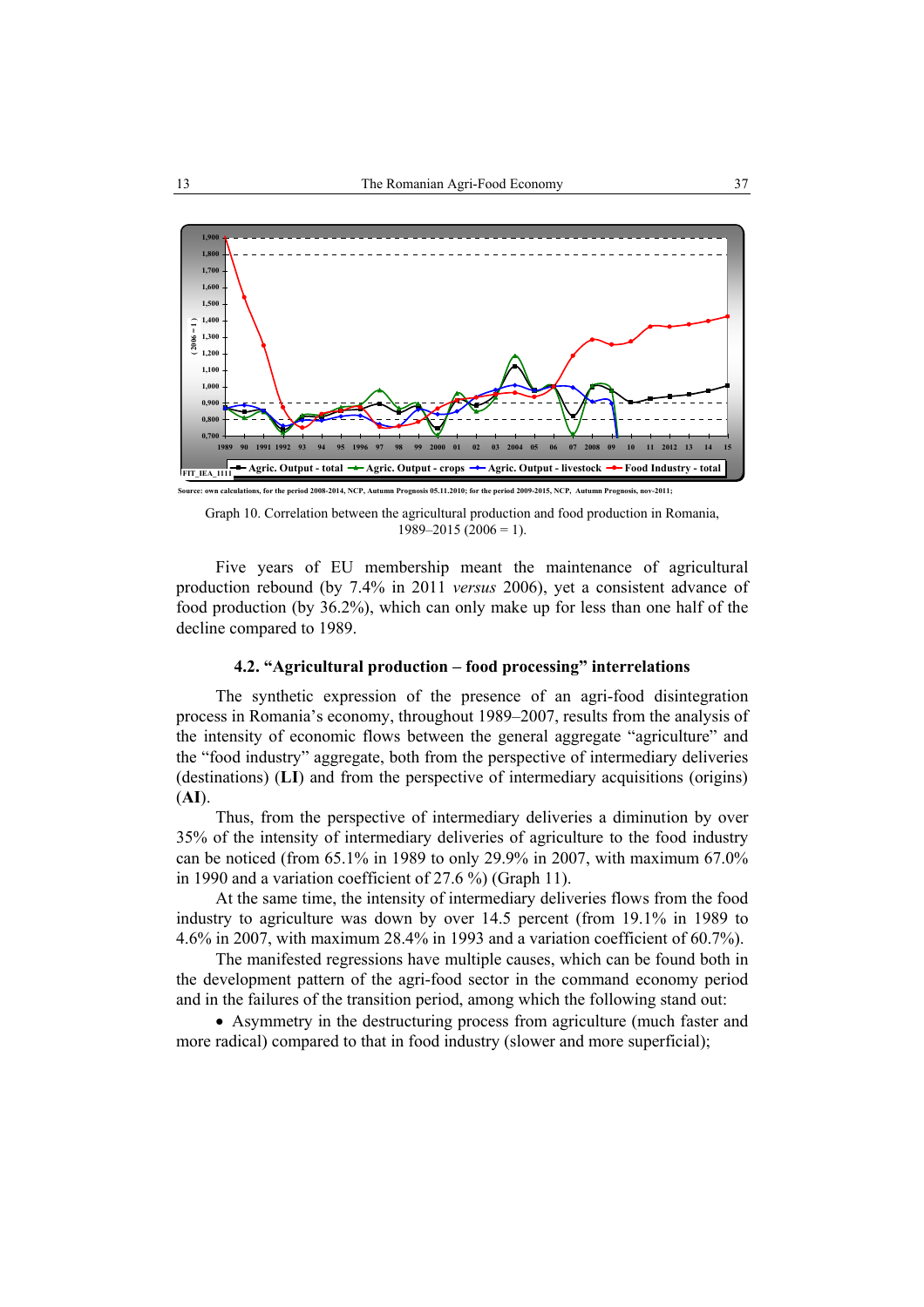Source: own calculations, for the period 2008-2014, NCP, Autumn Prognosis 05.11.2010; for the period 2009-2015, NCP, Autumn Prognosis, nov-2011;

Graph 10. Correlation between the agricultural production and food production in Romania, 1989–2015 (2006 = 1).

Five years of EU membership meant the maintenance of agricultural production rebound (by 7.4% in 2011 *versus* 2006), yet a consistent advance of food production (by 36.2%), which can only make up for less than one half of the decline compared to 1989.

### 4.2. "Agricultural production – food processing" interrelations

The synthetic expression of the presence of an agri-food disintegration process in Romania's economy, throughout 1989–2007, results from the analysis of the intensity of economic flows between the general aggregate "agriculture" and the "food industry" aggregate, both from the perspective of intermediary deliveries (destinations) (**LI**) and from the perspective of intermediary acquisitions (origins) (**AI**).

Thus, from the perspective of intermediary deliveries a diminution by over 35% of the intensity of intermediary deliveries of agriculture to the food industry can be noticed (from 65.1% in 1989 to only 29.9% in 2007, with maximum 67.0% in 1990 and a variation coefficient of 27.6 %) (Graph 11).

At the same time, the intensity of intermediary deliveries flows from the food industry to agriculture was down by over 14.5 percent (from 19.1% in 1989 to 4.6% in 2007, with maximum 28.4% in 1993 and a variation coefficient of 60.7%).

The manifested regressions have multiple causes, which can be found both in the development pattern of the agri-food sector in the command economy period and in the failures of the transition period, among which the following stand out:

- Asymmetry in the destructuring process from agriculture (much faster and more radical) compared to that in food industry (slower and more superficial);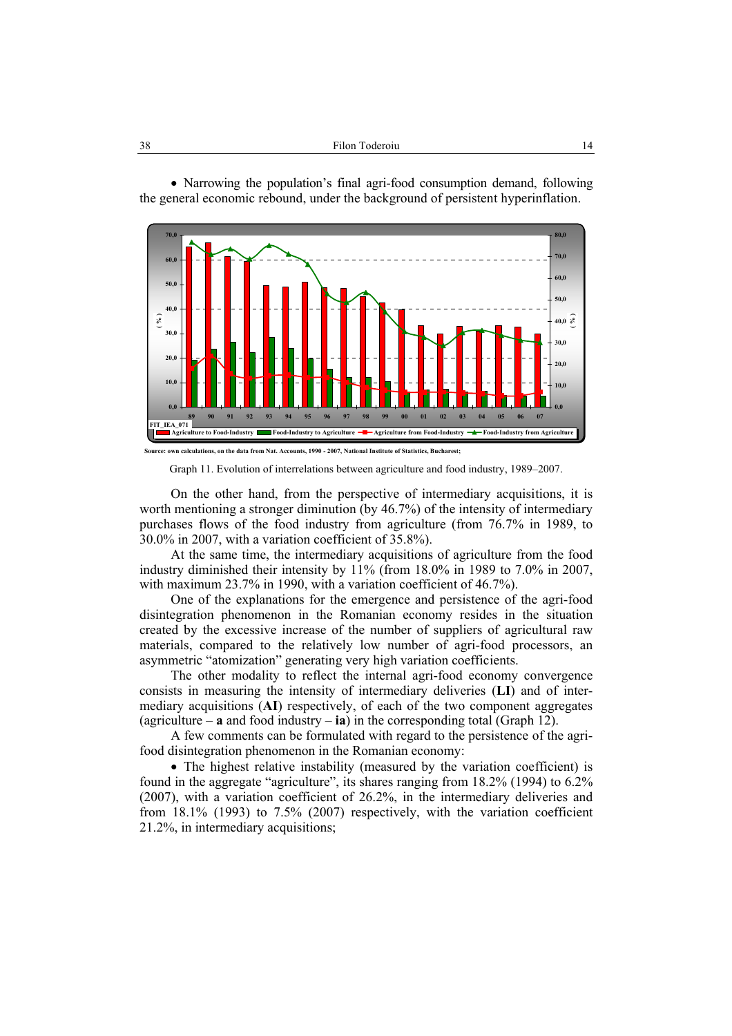• Narrowing the population's final agri-food consumption demand, following the general economic rebound, under the background of persistent hyperinflation.

Source: own calculations, on the data from Nat. Accounts, 1990 - 2007, National Institute of Statistics, Bucharest;

Graph 11. Evolution of interrelations between agriculture and food industry, 1989–2007.

On the other hand, from the perspective of intermediary acquisitions, it is worth mentioning a stronger diminution (by 46.7%) of the intensity of intermediary purchases flows of the food industry from agriculture (from 76.7% in 1989, to 30.0% in 2007, with a variation coefficient of 35.8%).

At the same time, the intermediary acquisitions of agriculture from the food industry diminished their intensity by 11% (from 18.0% in 1989 to 7.0% in 2007, with maximum 23.7% in 1990, with a variation coefficient of 46.7%).

One of the explanations for the emergence and persistence of the agri-food disintegration phenomenon in the Romanian economy resides in the situation created by the excessive increase of the number of suppliers of agricultural raw materials, compared to the relatively low number of agri-food processors, an asymmetric "atomization" generating very high variation coefficients.

The other modality to reflect the internal agri-food economy convergence consists in measuring the intensity of intermediary deliveries (**LI**) and of intermediary acquisitions (**AI**) respectively, of each of the two component aggregates (agriculture – **a** and food industry – **ia**) in the corresponding total (Graph 12).

A few comments can be formulated with regard to the persistence of the agri-food disintegration phenomenon in the Romanian economy:

• The highest relative instability (measured by the variation coefficient) is found in the aggregate "agriculture", its shares ranging from 18.2% (1994) to 6.2% (2007), with a variation coefficient of 26.2%, in the intermediary deliveries and from 18.1% (1993) to 7.5% (2007) respectively, with the variation coefficient 21.2%, in intermediary acquisitions;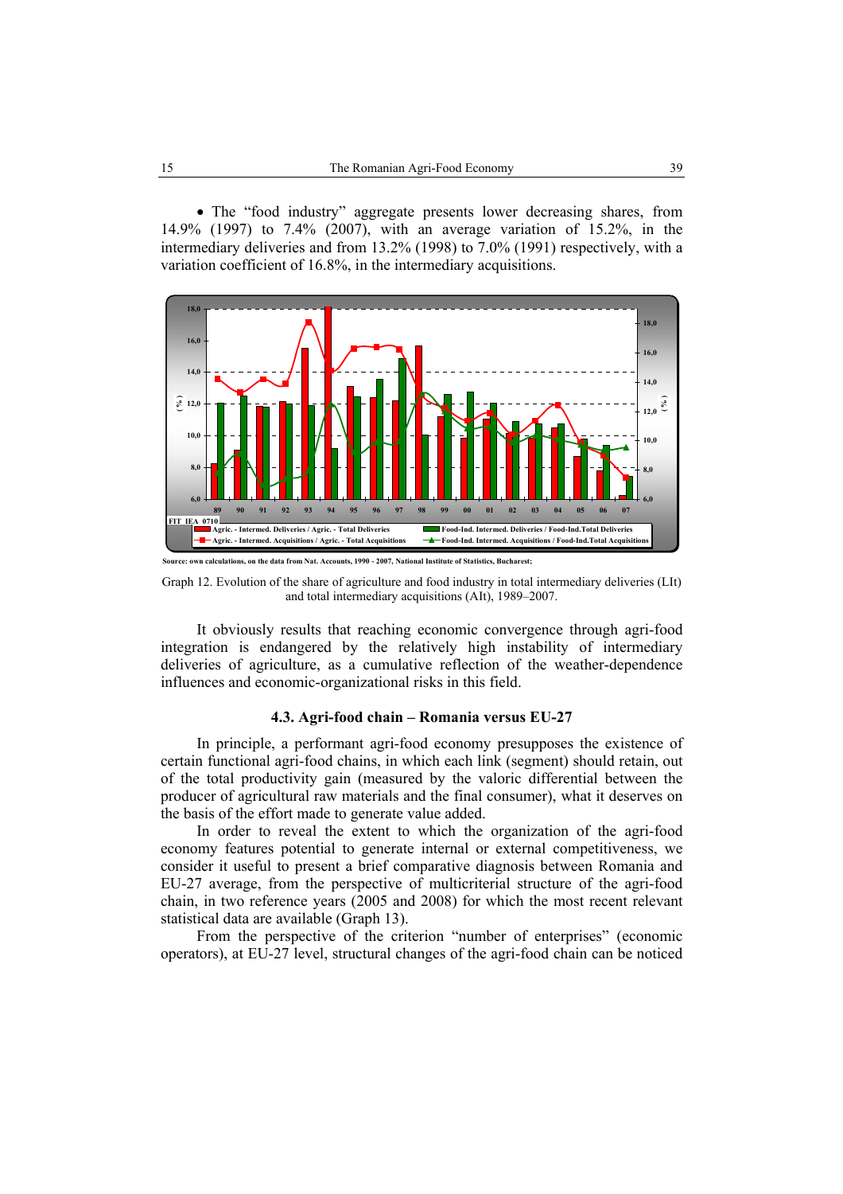- The "food industry" aggregate presents lower decreasing shares, from 14.9% (1997) to 7.4% (2007), with an average variation of 15.2%, in the intermediary deliveries and from 13.2% (1998) to 7.0% (1991) respectively, with a variation coefficient of 16.8%, in the intermediary acquisitions.

Source: own calculations, on the data from Nat. Accounts, 1990 - 2007, National Institute of Statistics, Bucharest;

Graph 12. Evolution of the share of agriculture and food industry in total intermediary deliveries (LIt) and total intermediary acquisitions (AIt), 1989–2007.

It obviously results that reaching economic convergence through agri-food integration is endangered by the relatively high instability of intermediary deliveries of agriculture, as a cumulative reflection of the weather-dependence influences and economic-organizational risks in this field.

### 4.3. Agri-food chain – Romania versus EU-27

In principle, a performant agri-food economy presupposes the existence of certain functional agri-food chains, in which each link (segment) should retain, out of the total productivity gain (measured by the valoric differential between the producer of agricultural raw materials and the final consumer), what it deserves on the basis of the effort made to generate value added.

In order to reveal the extent to which the organization of the agri-food economy features potential to generate internal or external competitiveness, we consider it useful to present a brief comparative diagnosis between Romania and EU-27 average, from the perspective of multicriterial structure of the agri-food chain, in two reference years (2005 and 2008) for which the most recent relevant statistical data are available (Graph 13).

From the perspective of the criterion "number of enterprises" (economic operators), at EU-27 level, structural changes of the agri-food chain can be noticed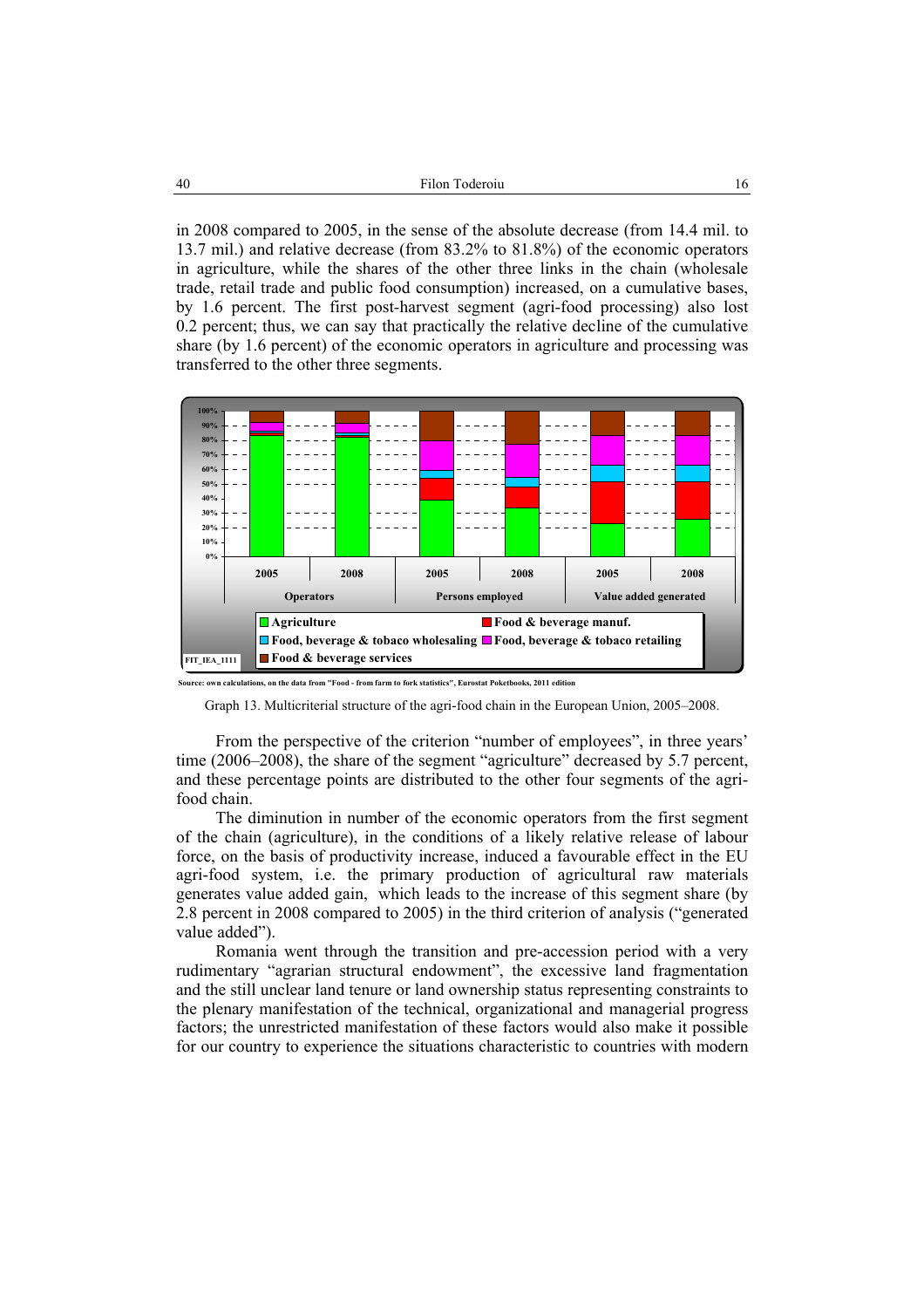in 2008 compared to 2005, in the sense of the absolute decrease (from 14.4 mil. to 13.7 mil.) and relative decrease (from 83.2% to 81.8%) of the economic operators in agriculture, while the shares of the other three links in the chain (wholesale trade, retail trade and public food consumption) increased, on a cumulative bases, by 1.6 percent. The first post-harvest segment (agri-food processing) also lost 0.2 percent; thus, we can say that practically the relative decline of the cumulative share (by 1.6 percent) of the economic operators in agriculture and processing was transferred to the other three segments.

Source: own calculations, on the data from "Food - from farm to fork statistics", Eurostat Poketbooks, 2011 edition

Graph 13. Multicriterial structure of the agri-food chain in the European Union, 2005–2008.

From the perspective of the criterion "number of employees", in three years' time (2006–2008), the share of the segment "agriculture" decreased by 5.7 percent, and these percentage points are distributed to the other four segments of the agri-food chain.

The diminution in number of the economic operators from the first segment of the chain (agriculture), in the conditions of a likely relative release of labour force, on the basis of productivity increase, induced a favourable effect in the EU agri-food system, i.e. the primary production of agricultural raw materials generates value added gain, which leads to the increase of this segment share (by 2.8 percent in 2008 compared to 2005) in the third criterion of analysis ("generated value added").

Romania went through the transition and pre-accession period with a very rudimentary "agrarian structural endowment", the excessive land fragmentation and the still unclear land tenure or land ownership status representing constraints to the plenary manifestation of the technical, organizational and managerial progress factors; the unrestricted manifestation of these factors would also make it possible for our country to experience the situations characteristic to countries with modern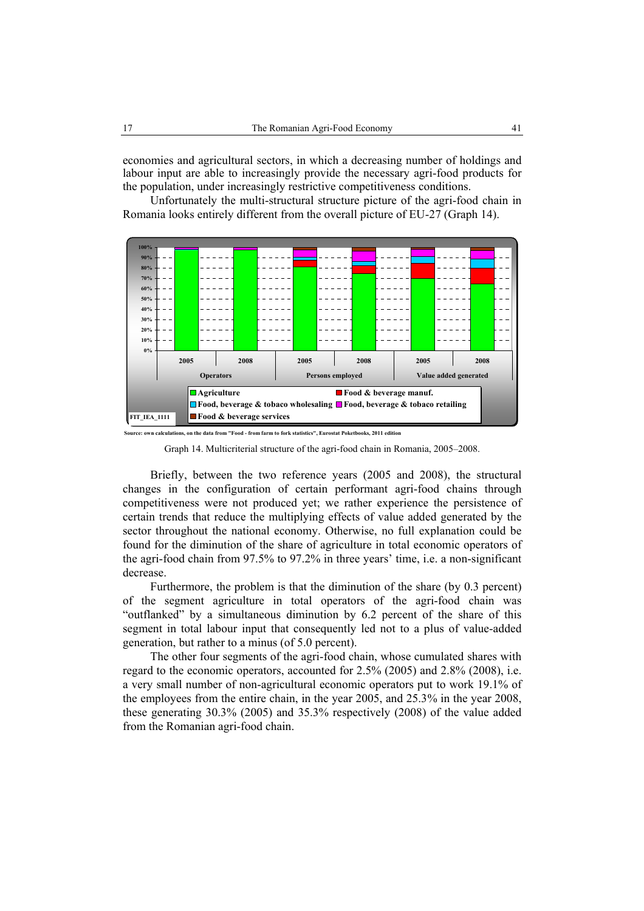economies and agricultural sectors, in which a decreasing number of holdings and labour input are able to increasingly provide the necessary agri-food products for the population, under increasingly restrictive competitiveness conditions.

Unfortunately the multi-structural structure picture of the agri-food chain in Romania looks entirely different from the overall picture of EU-27 (Graph 14).

Source: own calculations, on the data from "Food - from farm to fork statistics", Eurostat Poketbooks, 2011 edition

Graph 14. Multicriterial structure of the agri-food chain in Romania, 2005–2008.

Briefly, between the two reference years (2005 and 2008), the structural changes in the configuration of certain performant agri-food chains through competitiveness were not produced yet; we rather experience the persistence of certain trends that reduce the multiplying effects of value added generated by the sector throughout the national economy. Otherwise, no full explanation could be found for the diminution of the share of agriculture in total economic operators of the agri-food chain from 97.5% to 97.2% in three years' time, i.e. a non-significant decrease.

Furthermore, the problem is that the diminution of the share (by 0.3 percent) of the segment agriculture in total operators of the agri-food chain was "outflanked" by a simultaneous diminution by 6.2 percent of the share of this segment in total labour input that consequently led not to a plus of value-added generation, but rather to a minus (of 5.0 percent).

The other four segments of the agri-food chain, whose cumulated shares with regard to the economic operators, accounted for 2.5% (2005) and 2.8% (2008), i.e. a very small number of non-agricultural economic operators put to work 19.1% of the employees from the entire chain, in the year 2005, and 25.3% in the year 2008, these generating 30.3% (2005) and 35.3% respectively (2008) of the value added from the Romanian agri-food chain.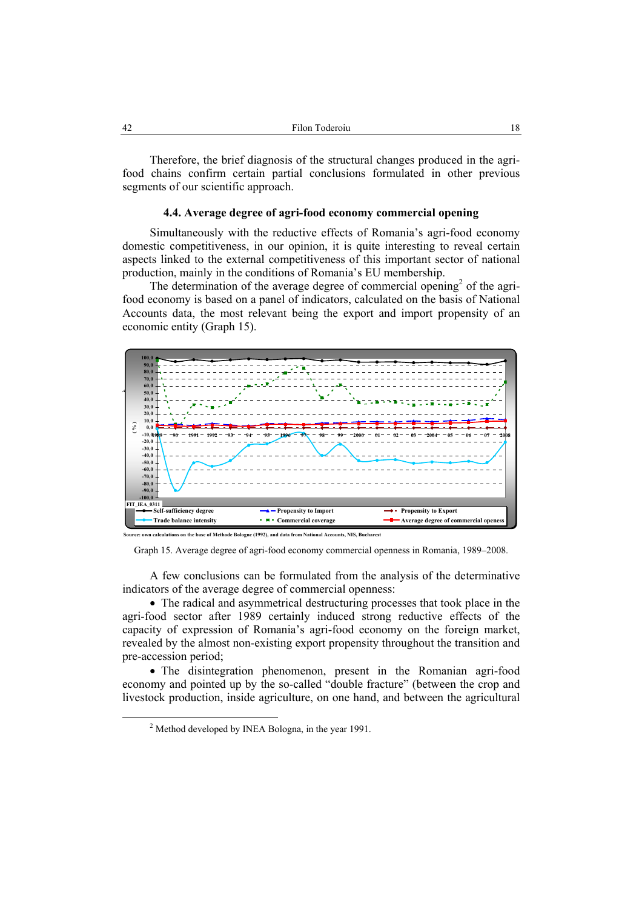Therefore, the brief diagnosis of the structural changes produced in the agri-food chains confirm certain partial conclusions formulated in other previous segments of our scientific approach.

### 4.4. Average degree of agri-food economy commercial opening

Simultaneously with the reductive effects of Romania's agri-food economy domestic competitiveness, in our opinion, it is quite interesting to reveal certain aspects linked to the external competitiveness of this important sector of national production, mainly in the conditions of Romania's EU membership.

The determination of the average degree of commercial opening[2] of the agri-food economy is based on a panel of indicators, calculated on the basis of National Accounts data, the most relevant being the export and import propensity of an economic entity (Graph 15).

Source: own calculations on the base of Methode Bologne (1992), and data from National Accounts, NIS, Bucharest

Graph 15. Average degree of agri-food economy commercial openness in Romania, 1989–2008.

A few conclusions can be formulated from the analysis of the determinative indicators of the average degree of commercial openness:

- The radical and asymmetrical destructuring processes that took place in the agri-food sector after 1989 certainly induced strong reductive effects of the capacity of expression of Romania's agri-food economy on the foreign market, revealed by the almost non-existing export propensity throughout the transition and pre-accession period;
- The disintegration phenomenon, present in the Romanian agri-food economy and pointed up by the so-called "double fracture" (between the crop and livestock production, inside agriculture, on one hand, and between the agricultural

[2] Method developed by INEA Bologna, in the year 1991.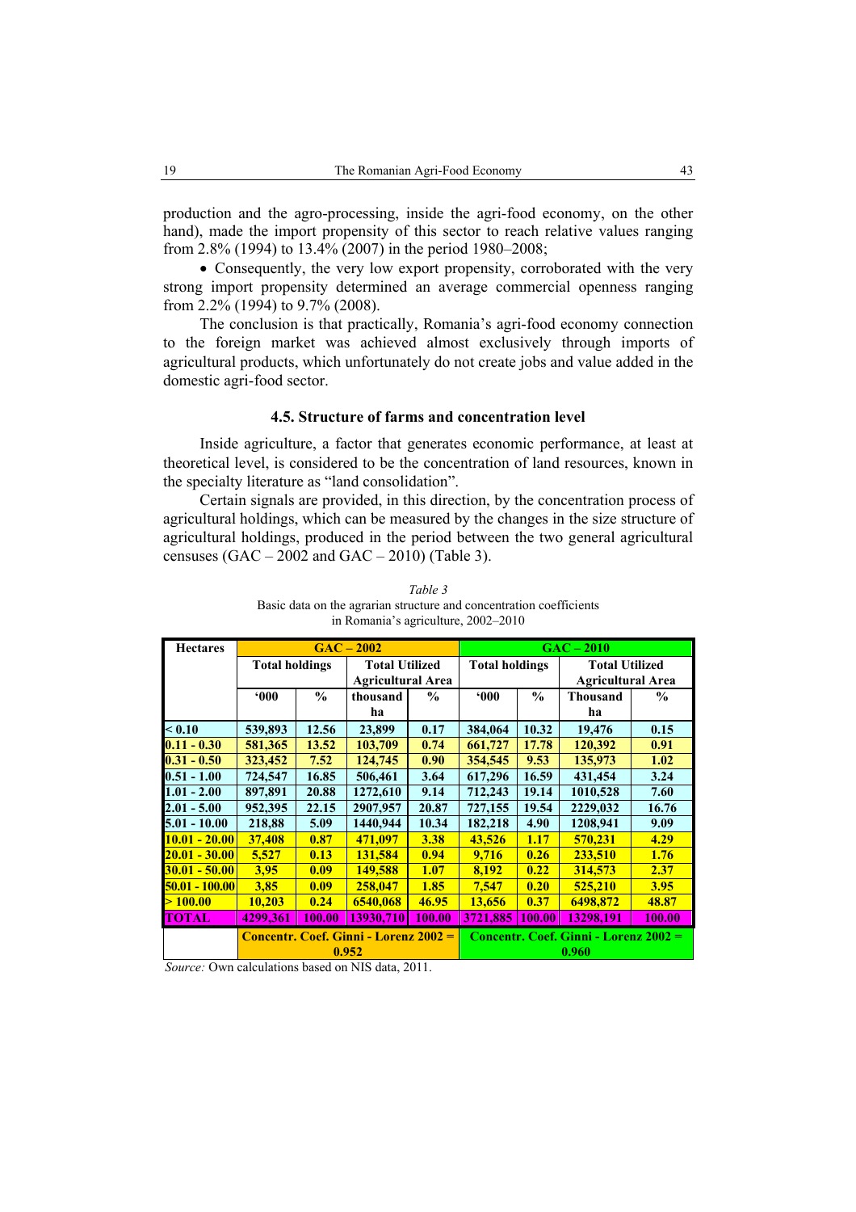production and the agro-processing, inside the agri-food economy, on the other hand), made the import propensity of this sector to reach relative values ranging from 2.8% (1994) to 13.4% (2007) in the period 1980–2008;

- Consequently, the very low export propensity, corroborated with the very strong import propensity determined an average commercial openness ranging from 2.2% (1994) to 9.7% (2008).

The conclusion is that practically, Romania's agri-food economy connection to the foreign market was achieved almost exclusively through imports of agricultural products, which unfortunately do not create jobs and value added in the domestic agri-food sector.

### 4.5. Structure of farms and concentration level

Inside agriculture, a factor that generates economic performance, at least at theoretical level, is considered to be the concentration of land resources, known in the specialty literature as "land consolidation".

Certain signals are provided, in this direction, by the concentration process of agricultural holdings, which can be measured by the changes in the size structure of agricultural holdings, produced in the period between the two general agricultural censuses (GAC – 2002 and GAC – 2010) (Table 3).

*Table 3*

Basic data on the agrarian structure and concentration coefficients in Romania's agriculture, 2002–2010

| Hectares | GAC – 2002 | | | | GAC – 2010 | | | |
|---|---|---|---|---|---|---|---|---|
| | Total holdings | | Total Utilized Agricultural Area | | Total holdings | | Total Utilized Agricultural Area | |
| | '000 | % | thousand ha | % | '000 | % | Thousand ha | % |
| < 0.10 | 539,893 | 12.56 | 23,899 | 0.17 | 384,064 | 10.32 | 19,476 | 0.15 |
| 0.11 - 0.30 | 581,365 | 13.52 | 103,709 | 0.74 | 661,727 | 17.78 | 120,392 | 0.91 |
| 0.31 - 0.50 | 323,452 | 7.52 | 124,745 | 0.90 | 354,545 | 9.53 | 135,973 | 1.02 |
| 0.51 - 1.00 | 724,547 | 16.85 | 506,461 | 3.64 | 617,296 | 16.59 | 431,454 | 3.24 |
| 1.01 - 2.00 | 897,891 | 20.88 | 1272,610 | 9.14 | 712,243 | 19.14 | 1010,528 | 7.60 |
| 2.01 - 5.00 | 952,395 | 22.15 | 2907,957 | 20.87 | 727,155 | 19.54 | 2229,032 | 16.76 |
| 5.01 - 10.00 | 218,88 | 5.09 | 1440,944 | 10.34 | 182,218 | 4.90 | 1208,941 | 9.09 |
| 10.01 - 20.00 | 37,408 | 0.87 | 471,097 | 3.38 | 43,526 | 1.17 | 570,231 | 4.29 |
| 20.01 - 30.00 | 5,527 | 0.13 | 131,584 | 0.94 | 9,716 | 0.26 | 233,510 | 1.76 |
| 30.01 - 50.00 | 3,95 | 0.09 | 149,588 | 1.07 | 8,192 | 0.22 | 314,573 | 2.37 |
| 50.01 - 100.00 | 3,85 | 0.09 | 258,047 | 1.85 | 7,547 | 0.20 | 525,210 | 3.95 |
| > 100.00 | 10,203 | 0.24 | 6540,068 | 46.95 | 13,656 | 0.37 | 6498,872 | 48.87 |
| TOTAL | 4299,361 | 100.00 | 13930,710 | 100.00 | 3721,885 | 100.00 | 13298,191 | 100.00 |
| | Concentr. Coef. Ginni - Lorenz 2002 = 0.952 | | | | Concentr. Coef. Ginni - Lorenz 2002 = 0.960 | | | |

*Source:* Own calculations based on NIS data, 2011.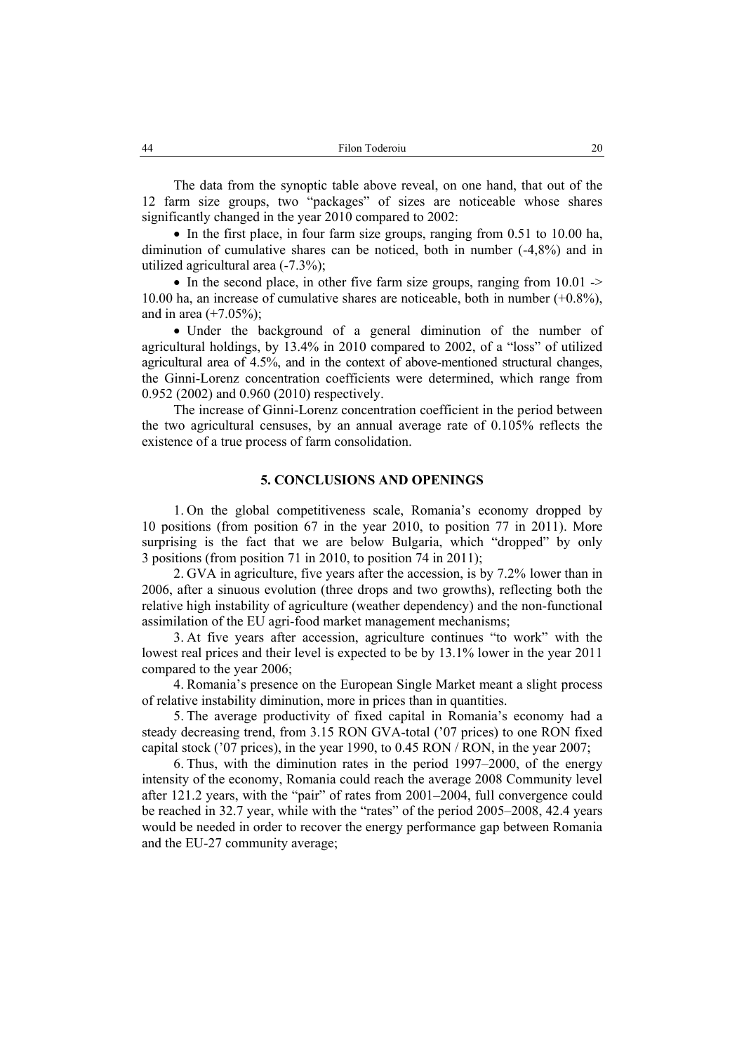The data from the synoptic table above reveal, on one hand, that out of the 12 farm size groups, two "packages" of sizes are noticeable whose shares significantly changed in the year 2010 compared to 2002:

- In the first place, in four farm size groups, ranging from 0.51 to 10.00 ha, diminution of cumulative shares can be noticed, both in number (-4,8%) and in utilized agricultural area (-7.3%);
- In the second place, in other five farm size groups, ranging from 10.01 -> 10.00 ha, an increase of cumulative shares are noticeable, both in number (+0.8%), and in area (+7.05%);
- Under the background of a general diminution of the number of agricultural holdings, by 13.4% in 2010 compared to 2002, of a "loss" of utilized agricultural area of 4.5%, and in the context of above-mentioned structural changes, the Ginni-Lorenz concentration coefficients were determined, which range from 0.952 (2002) and 0.960 (2010) respectively.

The increase of Ginni-Lorenz concentration coefficient in the period between the two agricultural censuses, by an annual average rate of 0.105% reflects the existence of a true process of farm consolidation.

## 5. CONCLUSIONS AND OPENINGS

1. On the global competitiveness scale, Romania's economy dropped by 10 positions (from position 67 in the year 2010, to position 77 in 2011). More surprising is the fact that we are below Bulgaria, which "dropped" by only 3 positions (from position 71 in 2010, to position 74 in 2011);

2. GVA in agriculture, five years after the accession, is by 7.2% lower than in 2006, after a sinuous evolution (three drops and two growths), reflecting both the relative high instability of agriculture (weather dependency) and the non-functional assimilation of the EU agri-food market management mechanisms;

3. At five years after accession, agriculture continues "to work" with the lowest real prices and their level is expected to be by 13.1% lower in the year 2011 compared to the year 2006;

4. Romania's presence on the European Single Market meant a slight process of relative instability diminution, more in prices than in quantities.

5. The average productivity of fixed capital in Romania's economy had a steady decreasing trend, from 3.15 RON GVA-total ('07 prices) to one RON fixed capital stock ('07 prices), in the year 1990, to 0.45 RON / RON, in the year 2007;

6. Thus, with the diminution rates in the period 1997–2000, of the energy intensity of the economy, Romania could reach the average 2008 Community level after 121.2 years, with the "pair" of rates from 2001–2004, full convergence could be reached in 32.7 year, while with the "rates" of the period 2005–2008, 42.4 years would be needed in order to recover the energy performance gap between Romania and the EU-27 community average;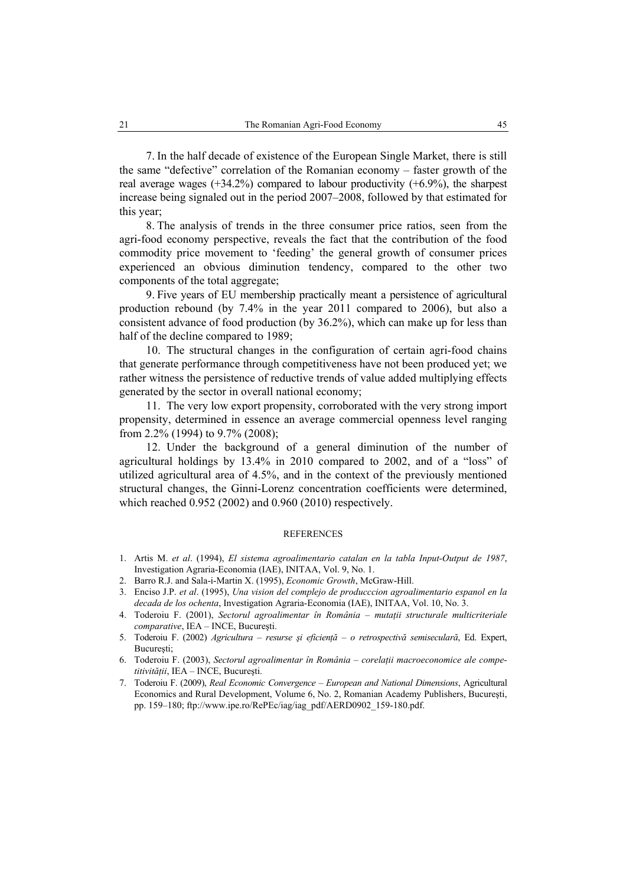7. In the half decade of existence of the European Single Market, there is still the same "defective" correlation of the Romanian economy – faster growth of the real average wages (+34.2%) compared to labour productivity (+6.9%), the sharpest increase being signaled out in the period 2007–2008, followed by that estimated for this year;

8. The analysis of trends in the three consumer price ratios, seen from the agri-food economy perspective, reveals the fact that the contribution of the food commodity price movement to 'feeding' the general growth of consumer prices experienced an obvious diminution tendency, compared to the other two components of the total aggregate;

9. Five years of EU membership practically meant a persistence of agricultural production rebound (by 7.4% in the year 2011 compared to 2006), but also a consistent advance of food production (by 36.2%), which can make up for less than half of the decline compared to 1989;

10. The structural changes in the configuration of certain agri-food chains that generate performance through competitiveness have not been produced yet; we rather witness the persistence of reductive trends of value added multiplying effects generated by the sector in overall national economy;

11. The very low export propensity, corroborated with the very strong import propensity, determined in essence an average commercial openness level ranging from 2.2% (1994) to 9.7% (2008);

12. Under the background of a general diminution of the number of agricultural holdings by 13.4% in 2010 compared to 2002, and of a "loss" of utilized agricultural area of 4.5%, and in the context of the previously mentioned structural changes, the Ginni-Lorenz concentration coefficients were determined, which reached 0.952 (2002) and 0.960 (2010) respectively.

## REFERENCES

1. Artis M. *et al*. (1994), *El sistema agroalimentario catalan en la tabla Input-Output de 1987*, Investigation Agraria-Economia (IAE), INITAA, Vol. 9, No. 1.
2. Barro R.J. and Sala-i-Martin X. (1995), *Economic Growth*, McGraw-Hill.
3. Enciso J.P. *et al*. (1995), *Una vision del complejo de producccion agroalimentario espanol en la decada de los ochenta*, Investigation Agraria-Economia (IAE), INITAA, Vol. 10, No. 3.
4. Toderoiu F. (2001), *Sectorul agroalimentar în România – mutații structurale multicriteriale comparative*, IEA – INCE, Bucureşti.
5. Toderoiu F. (2002) *Agricultura – resurse şi eficienţă – o retrospectivă semiseculară*, Ed. Expert, Bucureşti;
6. Toderoiu F. (2003), *Sectorul agroalimentar în România – corelații macroeconomice ale competitivității*, IEA – INCE, Bucureşti.
7. Toderoiu F. (2009), *Real Economic Convergence – European and National Dimensions*, Agricultural Economics and Rural Development, Volume 6, No. 2, Romanian Academy Publishers, Bucureşti, pp. 159–180; ftp://www.ipe.ro/RePEc/iag/iag_pdf/AERD0902_159-180.pdf.